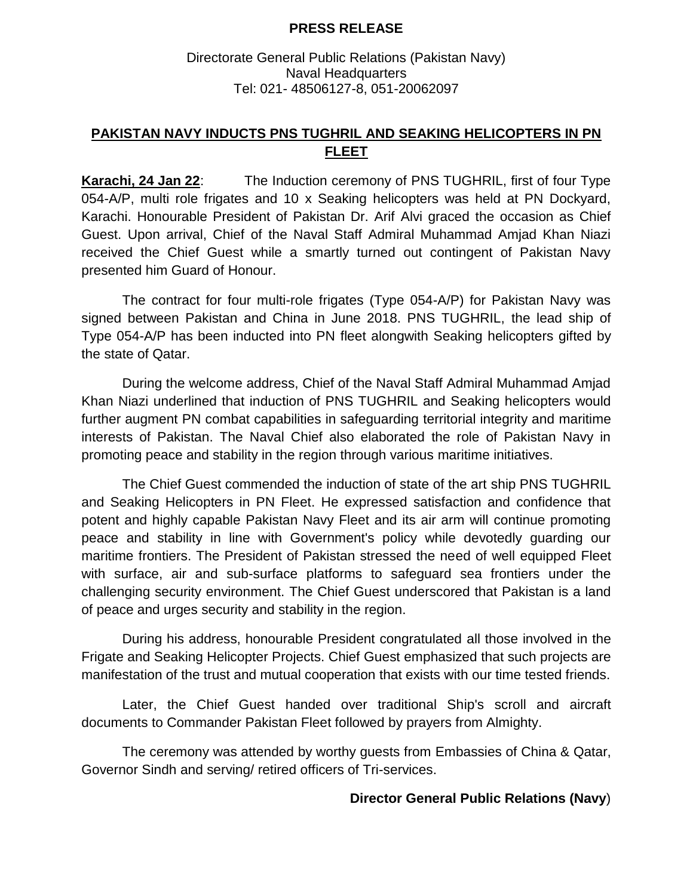**PRESS RELEASE**

Directorate General Public Relations (Pakistan Navy)
Naval Headquarters
Tel: 021- 48506127-8, 051-20062097

## PAKISTAN NAVY INDUCTS PNS TUGHRIL AND SEAKING HELICOPTERS IN PN FLEET

**Karachi, 24 Jan 22**: The Induction ceremony of PNS TUGHRIL, first of four Type 054-A/P, multi role frigates and 10 x Seaking helicopters was held at PN Dockyard, Karachi. Honourable President of Pakistan Dr. Arif Alvi graced the occasion as Chief Guest. Upon arrival, Chief of the Naval Staff Admiral Muhammad Amjad Khan Niazi received the Chief Guest while a smartly turned out contingent of Pakistan Navy presented him Guard of Honour.

The contract for four multi-role frigates (Type 054-A/P) for Pakistan Navy was signed between Pakistan and China in June 2018. PNS TUGHRIL, the lead ship of Type 054-A/P has been inducted into PN fleet alongwith Seaking helicopters gifted by the state of Qatar.

During the welcome address, Chief of the Naval Staff Admiral Muhammad Amjad Khan Niazi underlined that induction of PNS TUGHRIL and Seaking helicopters would further augment PN combat capabilities in safeguarding territorial integrity and maritime interests of Pakistan. The Naval Chief also elaborated the role of Pakistan Navy in promoting peace and stability in the region through various maritime initiatives.

The Chief Guest commended the induction of state of the art ship PNS TUGHRIL and Seaking Helicopters in PN Fleet. He expressed satisfaction and confidence that potent and highly capable Pakistan Navy Fleet and its air arm will continue promoting peace and stability in line with Government's policy while devotedly guarding our maritime frontiers. The President of Pakistan stressed the need of well equipped Fleet with surface, air and sub-surface platforms to safeguard sea frontiers under the challenging security environment. The Chief Guest underscored that Pakistan is a land of peace and urges security and stability in the region.

During his address, honourable President congratulated all those involved in the Frigate and Seaking Helicopter Projects. Chief Guest emphasized that such projects are manifestation of the trust and mutual cooperation that exists with our time tested friends.

Later, the Chief Guest handed over traditional Ship's scroll and aircraft documents to Commander Pakistan Fleet followed by prayers from Almighty.

The ceremony was attended by worthy guests from Embassies of China & Qatar, Governor Sindh and serving/ retired officers of Tri-services.

**Director General Public Relations (Navy)**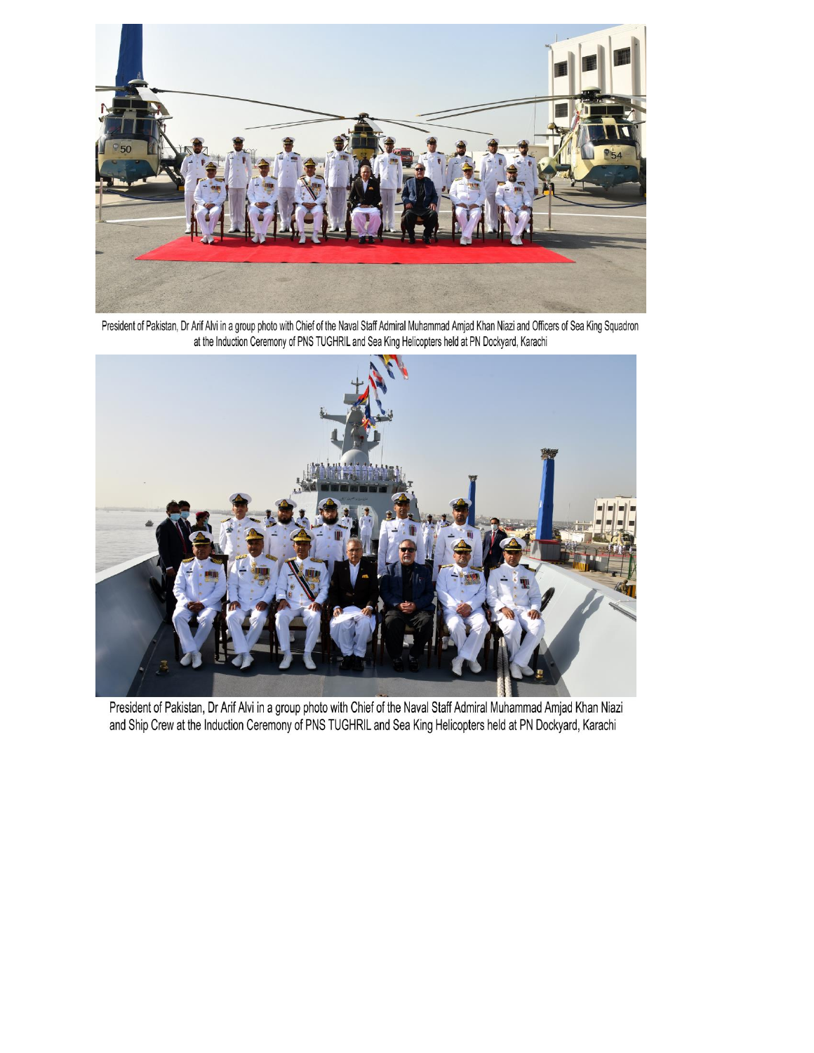President of Pakistan, Dr Arif Alvi in a group photo with Chief of the Naval Staff Admiral Muhammad Amjad Khan Niazi and Officers of Sea King Squadron at the Induction Ceremony of PNS TUGHRIL and Sea King Helicopters held at PN Dockyard, Karachi

President of Pakistan, Dr Arif Alvi in a group photo with Chief of the Naval Staff Admiral Muhammad Amjad Khan Niazi and Ship Crew at the Induction Ceremony of PNS TUGHRIL and Sea King Helicopters held at PN Dockyard, Karachi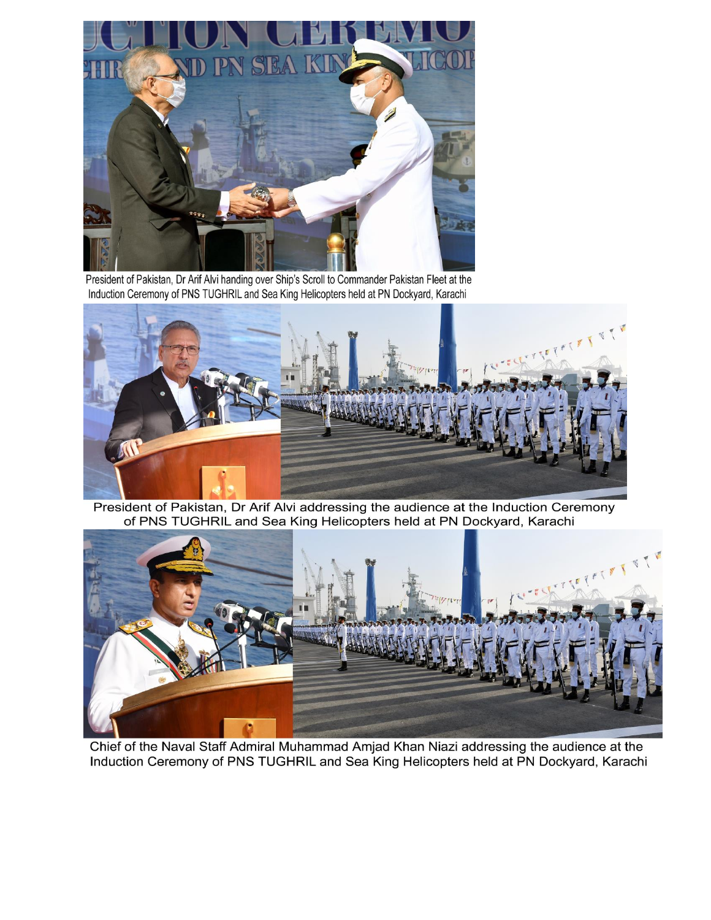President of Pakistan, Dr Arif Alvi handing over Ship's Scroll to Commander Pakistan Fleet at the Induction Ceremony of PNS TUGHRIL and Sea King Helicopters held at PN Dockyard, Karachi

President of Pakistan, Dr Arif Alvi addressing the audience at the Induction Ceremony of PNS TUGHRIL and Sea King Helicopters held at PN Dockyard, Karachi

Chief of the Naval Staff Admiral Muhammad Amjad Khan Niazi addressing the audience at the Induction Ceremony of PNS TUGHRIL and Sea King Helicopters held at PN Dockyard, Karachi